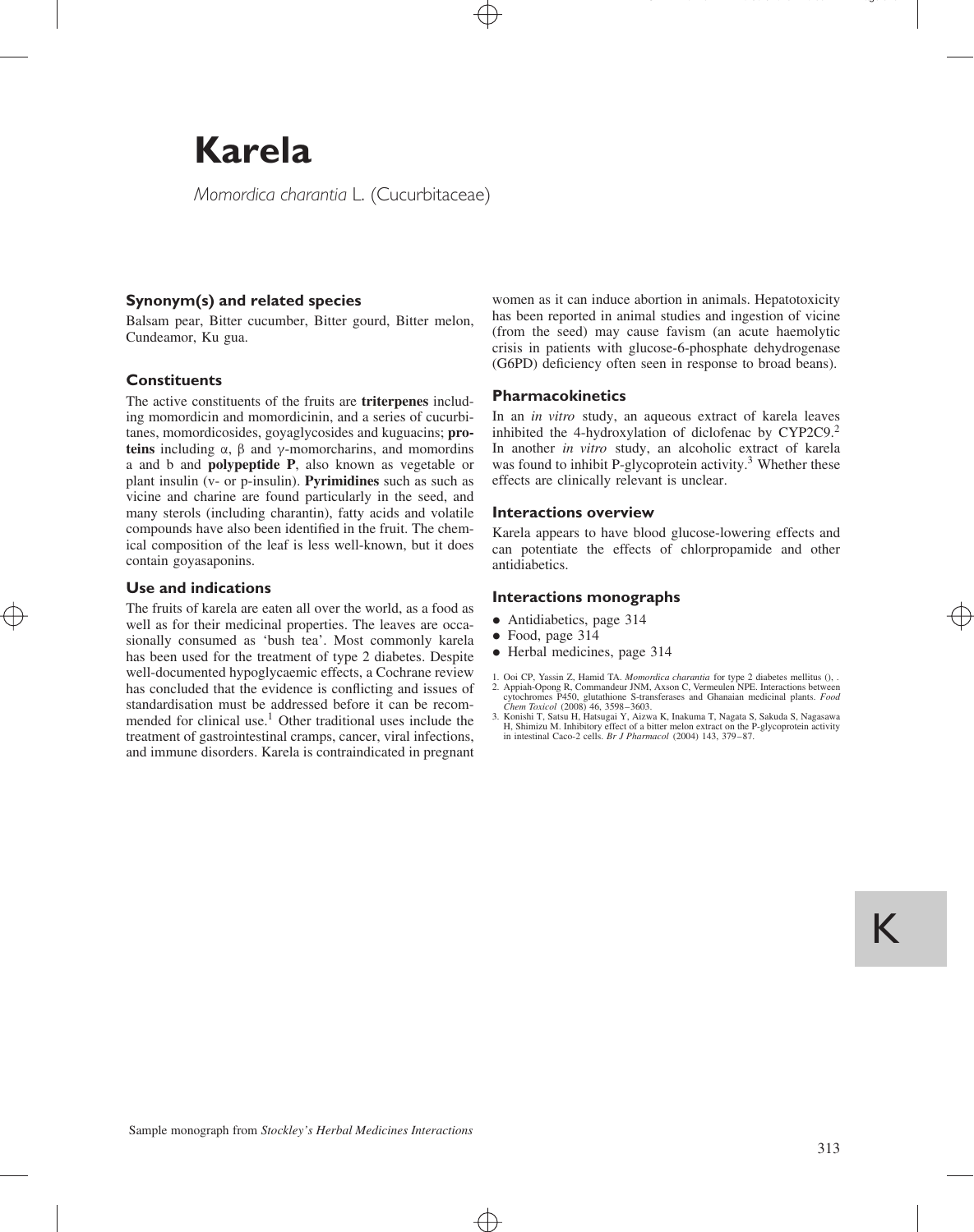# Karela

*Momordica charantia* L. (Cucurbitaceae)

## Synonym(s) and related species

Balsam pear, Bitter cucumber, Bitter gourd, Bitter melon, Cundeamor, Ku gua.

## Constituents

The active constituents of the fruits are **triterpenes** including momordicin and momordicinin, and a series of cucurbitanes, momordicosides, goyaglycosides and kuguacins; **proteins** including α, β and γ-momorcharins, and momordins a and b and **polypeptide P**, also known as vegetable or plant insulin (v- or p-insulin). **Pyrimidines** such as such as vicine and charine are found particularly in the seed, and many sterols (including charantin), fatty acids and volatile compounds have also been identified in the fruit. The chemical composition of the leaf is less well-known, but it does contain goyasaponins.

## Use and indications

The fruits of karela are eaten all over the world, as a food as well as for their medicinal properties. The leaves are occasionally consumed as 'bush tea'. Most commonly karela has been used for the treatment of type 2 diabetes. Despite well-documented hypoglycaemic effects, a Cochrane review has concluded that the evidence is conflicting and issues of standardisation must be addressed before it can be recommended for clinical use.[1] Other traditional uses include the treatment of gastrointestinal cramps, cancer, viral infections, and immune disorders. Karela is contraindicated in pregnant women as it can induce abortion in animals. Hepatotoxicity has been reported in animal studies and ingestion of vicine (from the seed) may cause favism (an acute haemolytic crisis in patients with glucose-6-phosphate dehydrogenase (G6PD) deficiency often seen in response to broad beans).

## Pharmacokinetics

In an *in vitro* study, an aqueous extract of karela leaves inhibited the 4-hydroxylation of diclofenac by CYP2C9.[2] In another *in vitro* study, an alcoholic extract of karela was found to inhibit P-glycoprotein activity.[3] Whether these effects are clinically relevant is unclear.

## Interactions overview

Karela appears to have blood glucose-lowering effects and can potentiate the effects of chlorpropamide and other antidiabetics.

## Interactions monographs

- Antidiabetics, page 314
- Food, page 314
- Herbal medicines, page 314

1. Ooi CP, Yassin Z, Hamid TA. *Momordica charantia* for type 2 diabetes mellitus (), .
2. Appiah-Opong R, Commandeur JNM, Axson C, Vermeulen NPE. Interactions between cytochromes P450, glutathione S-transferases and Ghanaian medicinal plants. *Food Chem Toxicol* (2008) 46, 3598–3603.
3. Konishi T, Satsu H, Hatsugai Y, Aizwa K, Inakuma T, Nagata S, Sakuda S, Nagasawa H, Shimizu M. Inhibitory effect of a bitter melon extract on the P-glycoprotein activity in intestinal Caco-2 cells. *Br J Pharmacol* (2004) 143, 379–87.

Sample monograph from *Stockley's Herbal Medicines Interactions*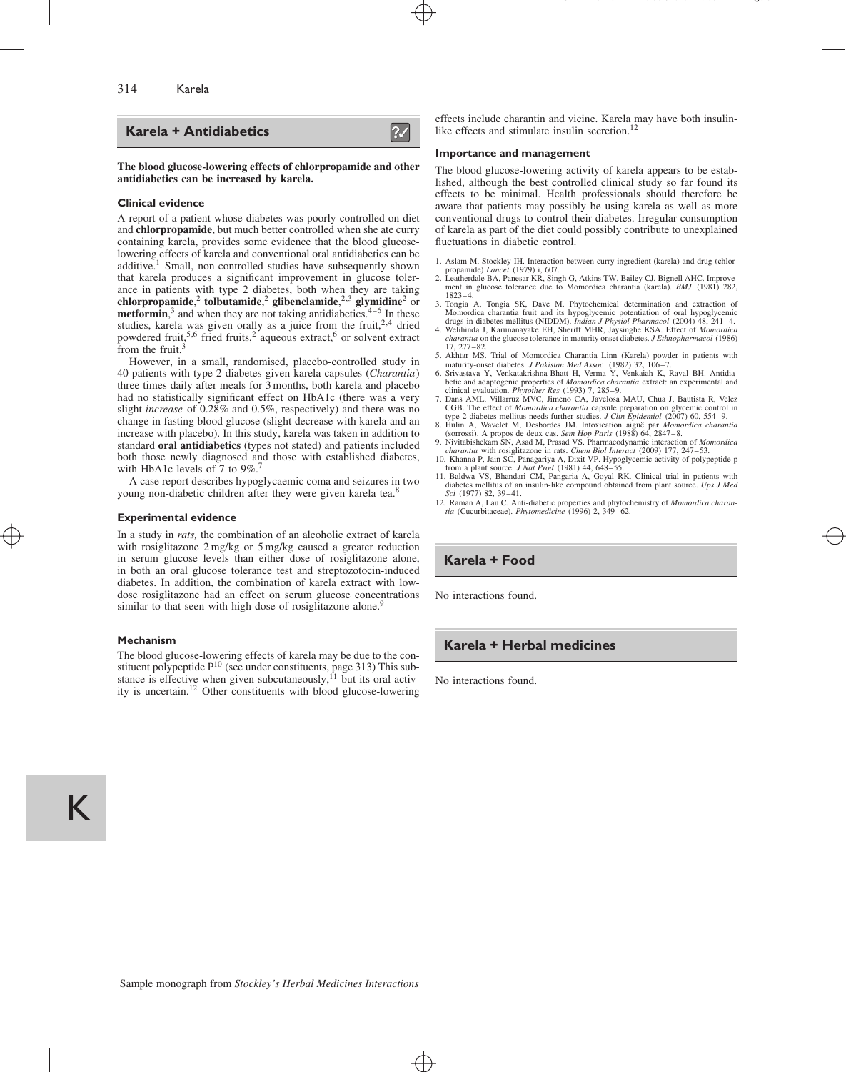## Karela + Antidiabetics

**The blood glucose-lowering effects of chlorpropamide and other antidiabetics can be increased by karela.**

### Clinical evidence

A report of a patient whose diabetes was poorly controlled on diet and **chlorpropamide**, but much better controlled when she ate curry containing karela, provides some evidence that the blood glucose-lowering effects of karela and conventional oral antidiabetics can be additive.[1] Small, non-controlled studies have subsequently shown that karela produces a significant improvement in glucose tolerance in patients with type 2 diabetes, both when they are taking **chlorpropamide**,[2] **tolbutamide**,[2] **glibenclamide**,[2,3] **glymidine**[2] or **metformin**,[3] and when they are not taking antidiabetics.[4–6] In these studies, karela was given orally as a juice from the fruit,[2,4] dried powdered fruit,[5,6] fried fruits,[2] aqueous extract,[6] or solvent extract from the fruit.[3]

However, in a small, randomised, placebo-controlled study in 40 patients with type 2 diabetes given karela capsules (*Charantia*) three times daily after meals for 3 months, both karela and placebo had no statistically significant effect on HbA1c (there was a very slight *increase* of 0.28% and 0.5%, respectively) and there was no change in fasting blood glucose (slight decrease with karela and an increase with placebo). In this study, karela was taken in addition to standard **oral antidiabetics** (types not stated) and patients included both those newly diagnosed and those with established diabetes, with HbA1c levels of 7 to 9%.[7]

A case report describes hypoglycaemic coma and seizures in two young non-diabetic children after they were given karela tea.[8]

### Experimental evidence

In a study in *rats,* the combination of an alcoholic extract of karela with rosiglitazone 2 mg/kg or 5 mg/kg caused a greater reduction in serum glucose levels than either dose of rosiglitazone alone, in both an oral glucose tolerance test and streptozotocin-induced diabetes. In addition, the combination of karela extract with low-dose rosiglitazone had an effect on serum glucose concentrations similar to that seen with high-dose of rosiglitazone alone.[9]

### Mechanism

The blood glucose-lowering effects of karela may be due to the constituent polypeptide P[10] (see under constituents, page 313) This substance is effective when given subcutaneously,[11] but its oral activity is uncertain.[12] Other constituents with blood glucose-lowering effects include charantin and vicine. Karela may have both insulin-like effects and stimulate insulin secretion.[12]

### Importance and management

The blood glucose-lowering activity of karela appears to be established, although the best controlled clinical study so far found its effects to be minimal. Health professionals should therefore be aware that patients may possibly be using karela as well as more conventional drugs to control their diabetes. Irregular consumption of karela as part of the diet could possibly contribute to unexplained fluctuations in diabetic control.

1. Aslam M, Stockley IH. Interaction between curry ingredient (karela) and drug (chlorpropamide) *Lancet* (1979) i, 607.
2. Leatherdale BA, Panesar KR, Singh G, Atkins TW, Bailey CJ, Bignell AHC. Improvement in glucose tolerance due to Momordica charantia (karela). *BMJ* (1981) 282, 1823–4.
3. Tongia A, Tongia SK, Dave M. Phytochemical determination and extraction of Momordica charantia fruit and its hypoglycemic potentiation of oral hypoglycemic drugs in diabetes mellitus (NIDDM). *Indian J Physiol Pharmacol* (2004) 48, 241–4.
4. Welihinda J, Karunanayake EH, Sheriff MHR, Jayasinghe KSA. Effect of *Momordica charantia* on the glucose tolerance in maturity onset diabetes. *J Ethnopharmacol* (1986) 17, 277–82.
5. Akhtar MS. Trial of Momordica Charantia Linn (Karela) powder in patients with maturity-onset diabetes. *J Pakistan Med Assoc* (1982) 32, 106–7.
6. Srivastava Y, Venkatakrishna-Bhatt H, Verma Y, Venkaiah K, Raval BH. Antidiabetic and adaptogenic properties of *Momordica charantia* extract: an experimental and clinical evaluation. *Phytother Res* (1993) 7, 285–9.
7. Dans AML, Villarruz MVC, Jimeno CA, Javelosa MAU, Chua J, Bautista R, Velez CGB. The effect of *Momordica charantia* capsule preparation on glycemic control in type 2 diabetes mellitus needs further studies. *J Clin Epidemiol* (2007) 60, 554–9.
8. Hulin A, Wavelet M, Desbordes JM. Intoxication aiguë par *Momordica charantia* (sorrossi). A propos de deux cas. *Sem Hop Paris* (1988) 64, 2847–8.
9. Nivitabishekam SN, Asad M, Prasad VS. Pharmacodynamic interaction of *Momordica charantia* with rosiglitazone in rats. *Chem Biol Interact* (2009) 177, 247–53.
10. Khanna P, Jain SC, Panagariya A, Dixit VP. Hypoglycemic activity of polypeptide-p from a plant source. *J Nat Prod* (1981) 44, 648–55.
11. Baldwa VS, Bhandari CM, Pangaria A, Goyal RK. Clinical trial in patients with diabetes mellitus of an insulin-like compound obtained from plant source. *Ups J Med Sci* (1977) 82, 39–41.
12. Raman A, Lau C. Anti-diabetic properties and phytochemistry of *Momordica charantia* (Cucurbitaceae). *Phytomedicine* (1996) 2, 349–62.

## Karela + Food

No interactions found.

## Karela + Herbal medicines

No interactions found.

Sample monograph from *Stockley's Herbal Medicines Interactions*